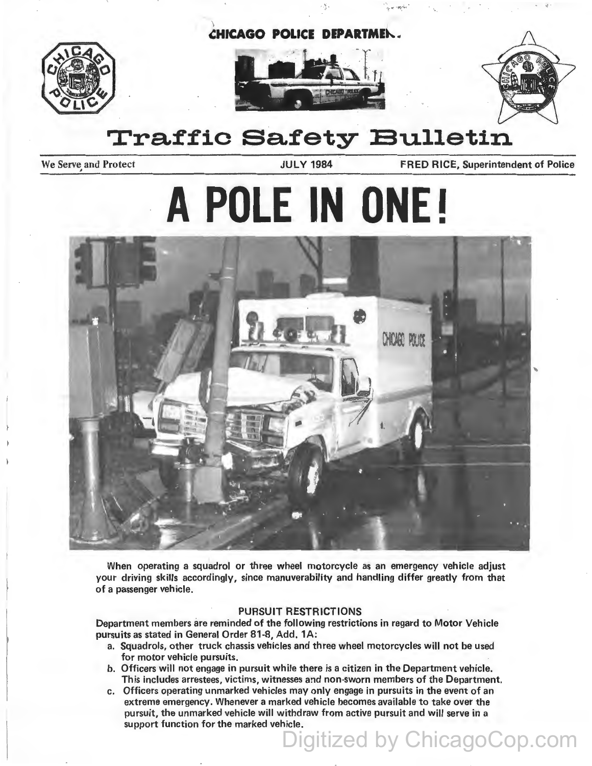CHICAGO POLICE DEPARTMENT

# Traffic Safety Bulletin

We Serve and Protect | JULY 1984 | FRED RICE, Superintendent of Police

# A POLE IN ONE!

When operating a squadrol or three wheel motorcycle as an emergency vehicle adjust your driving skills accordingly, since manuverability and handling differ greatly from that of a passenger vehicle.

## PURSUIT RESTRICTIONS

Department members are reminded of the following restrictions in regard to Motor Vehicle pursuits as stated in General Order 81-8, Add. 1A:

a. Squadrols, other truck chassis vehicles and three wheel motorcycles will not be used for motor vehicle pursuits.
b. Officers will not engage in pursuit while there is a citizen in the Department vehicle. This includes arrestees, victims, witnesses and non-sworn members of the Department.
c. Officers operating unmarked vehicles may only engage in pursuits in the event of an extreme emergency. Whenever a marked vehicle becomes available to take over the pursuit, the unmarked vehicle will withdraw from active pursuit and will serve in a support function for the marked vehicle.

Digitized by ChicagoCop.com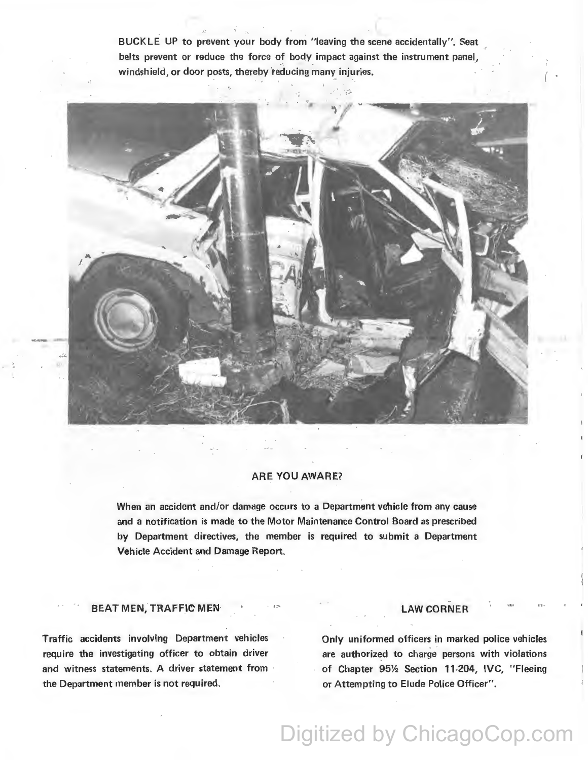BUCKLE UP to prevent your body from "leaving the scene accidentally". Seat belts prevent or reduce the force of body impact against the instrument panel, windshield, or door posts, thereby reducing many injuries.

## ARE YOU AWARE?

When an accident and/or damage occurs to a Department vehicle from any cause and a notification is made to the Motor Maintenance Control Board as prescribed by Department directives, the member is required to submit a Department Vehicle Accident and Damage Report.

## BEAT MEN, TRAFFIC MEN

Traffic accidents involving Department vehicles require the investigating officer to obtain driver and witness statements. A driver statement from the Department member is not required.

## LAW CORNER

Only uniformed officers in marked police vehicles are authorized to charge persons with violations of Chapter 95½ Section 11-204, IVC, "Fleeing or Attempting to Elude Police Officer".